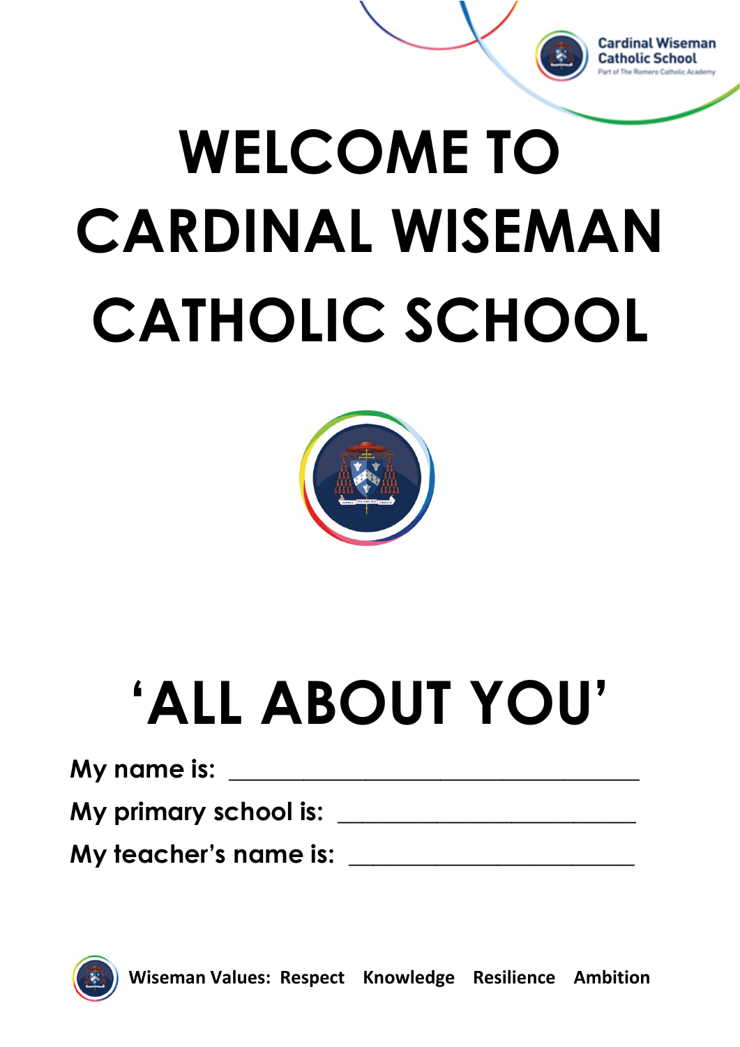Cardinal Wiseman Catholic School
Part of The Romero Catholic Academy

# WELCOME TO CARDINAL WISEMAN CATHOLIC SCHOOL

# 'ALL ABOUT YOU'

**My name is:** ______________________________

**My primary school is:** ______________________

**My teacher's name is:** _____________________

**Wiseman Values: Respect Knowledge Resilience Ambition**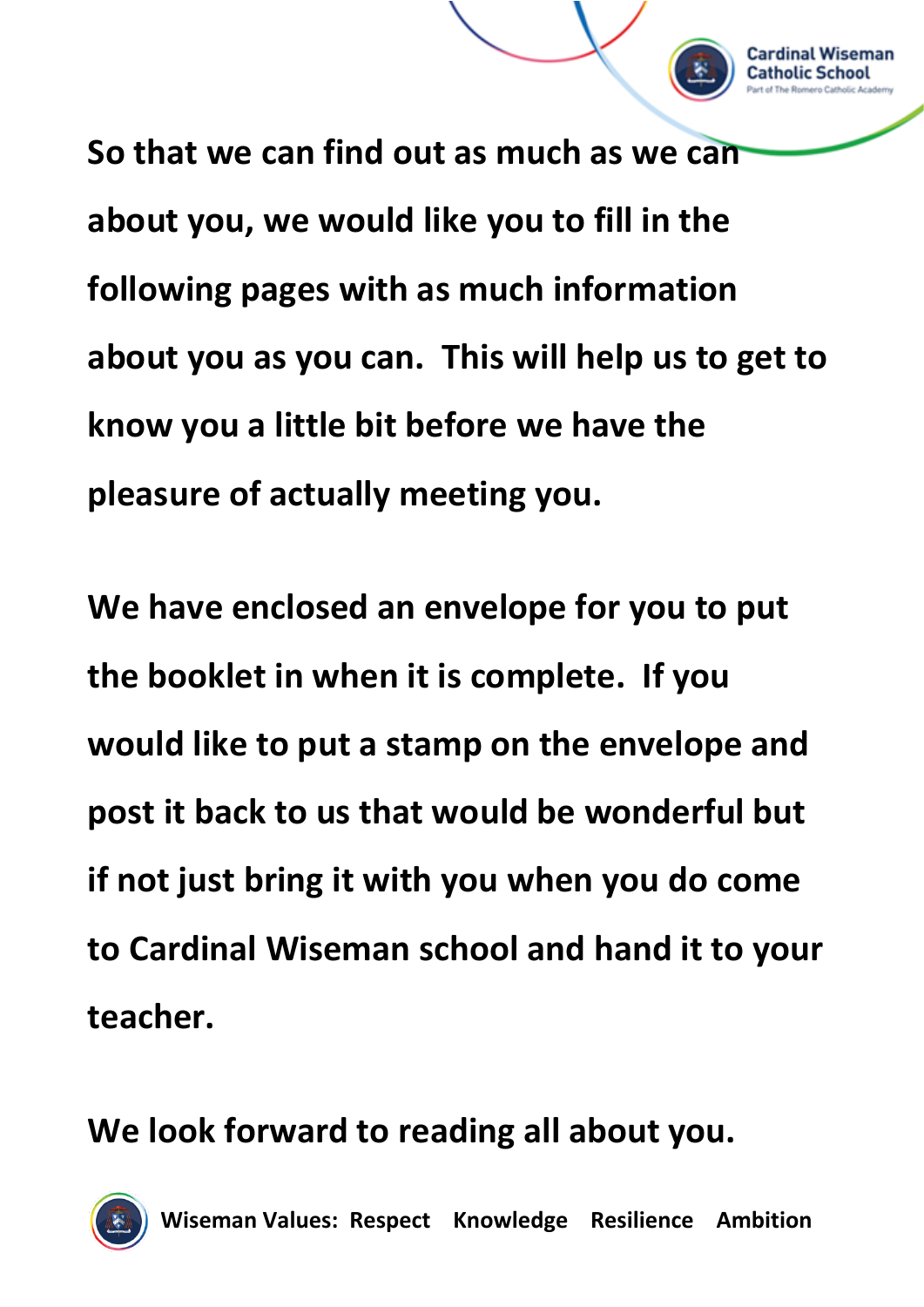**So that we can find out as much as we can about you, we would like you to fill in the following pages with as much information about you as you can.  This will help us to get to know you a little bit before we have the pleasure of actually meeting you.**

**We have enclosed an envelope for you to put the booklet in when it is complete.  If you would like to put a stamp on the envelope and post it back to us that would be wonderful but if not just bring it with you when you do come to Cardinal Wiseman school and hand it to your teacher.**

**We look forward to reading all about you.**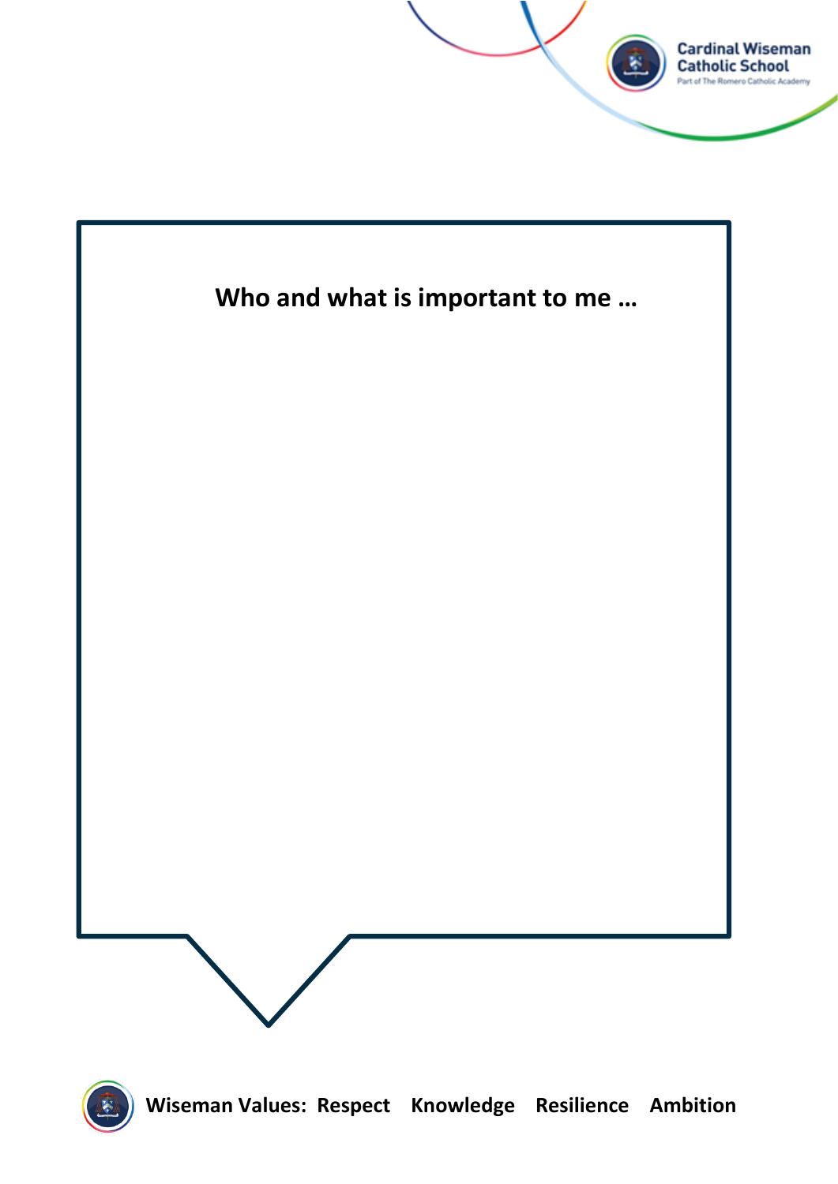**Who and what is important to me …**

**Wiseman Values: Respect Knowledge Resilience Ambition**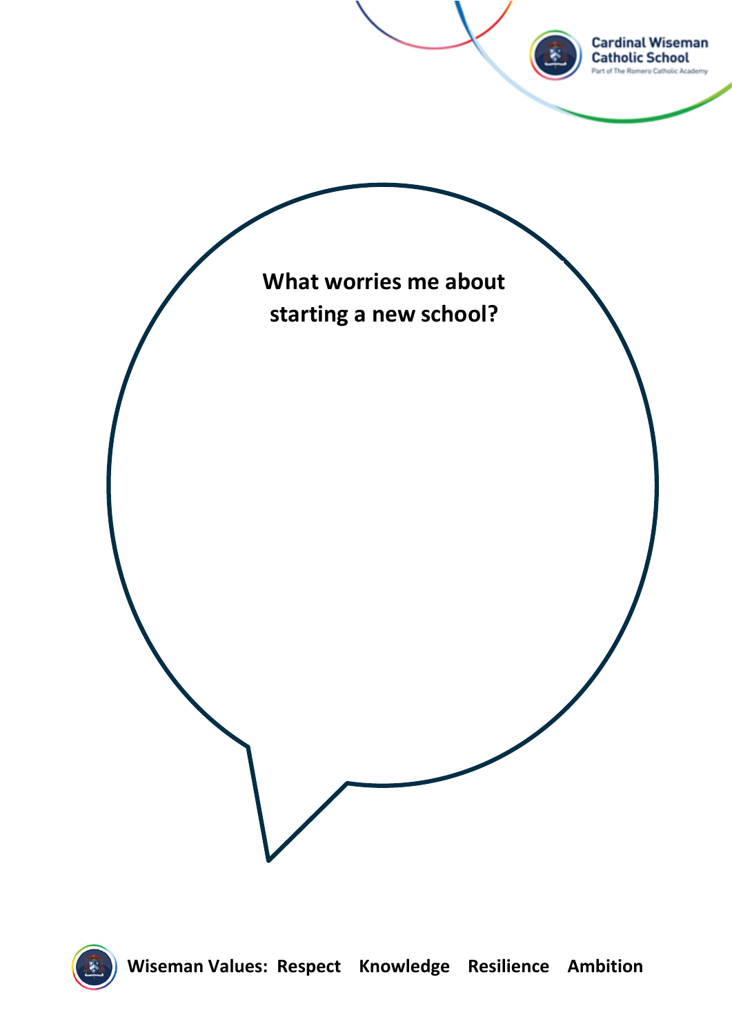**What worries me about starting a new school?**

**Wiseman Values: Respect Knowledge Resilience Ambition**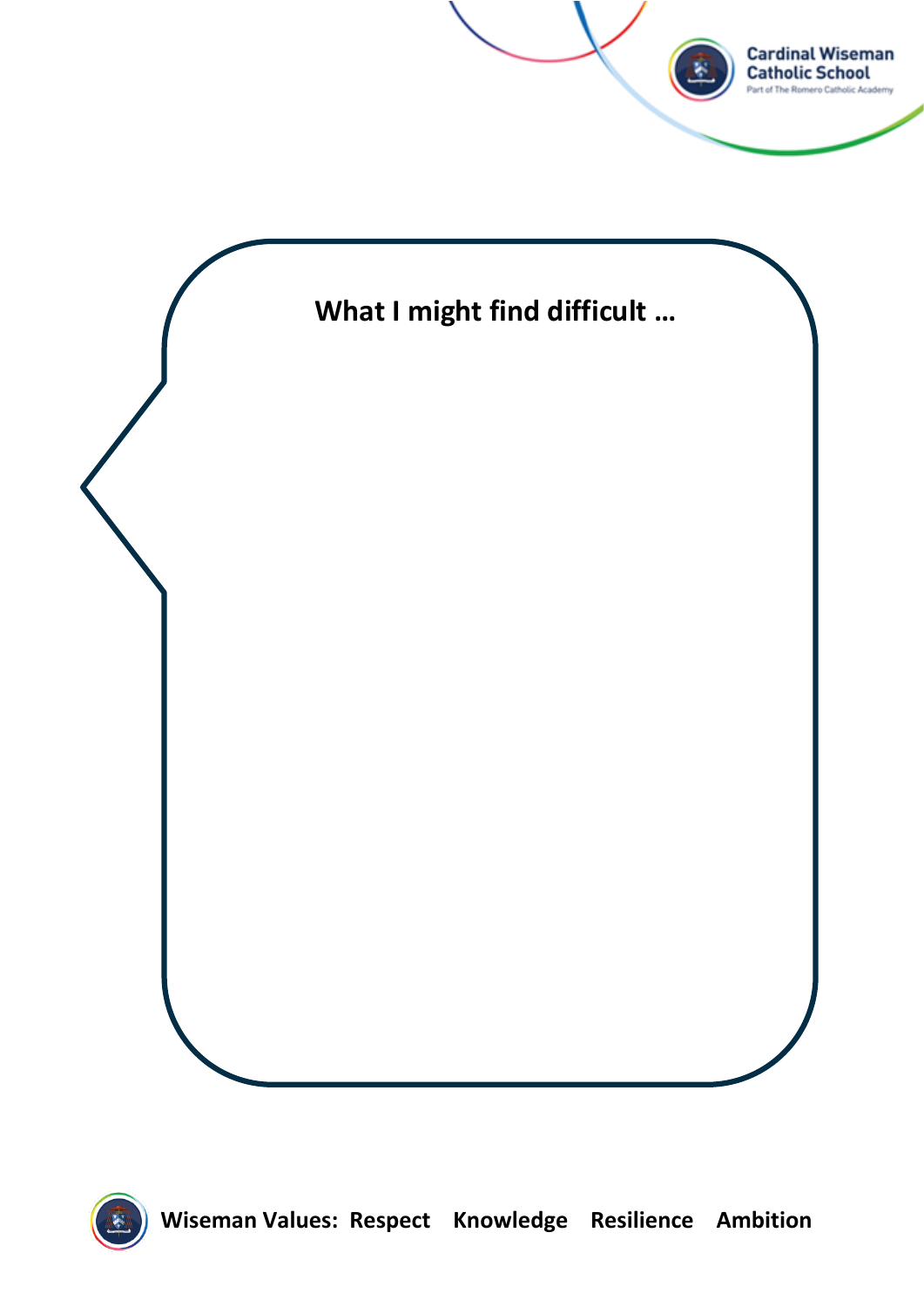**What I might find difficult …**

**Wiseman Values: Respect Knowledge Resilience Ambition**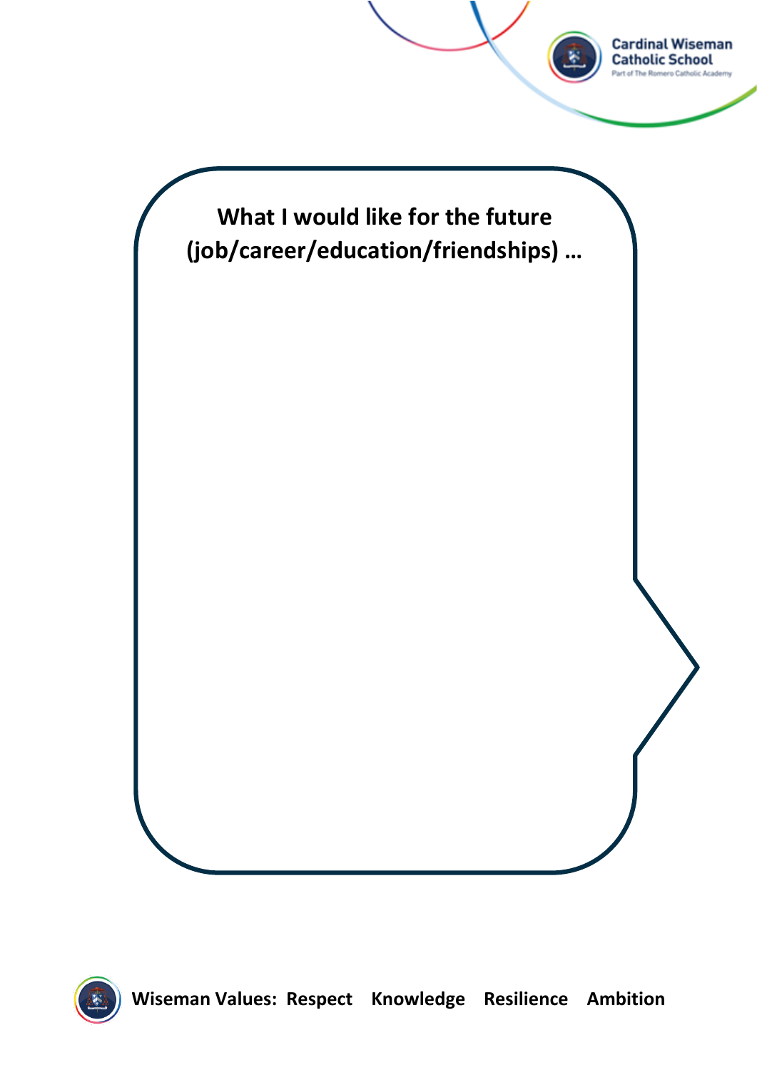**What I would like for the future (job/career/education/friendships) …**

**Wiseman Values: Respect Knowledge Resilience Ambition**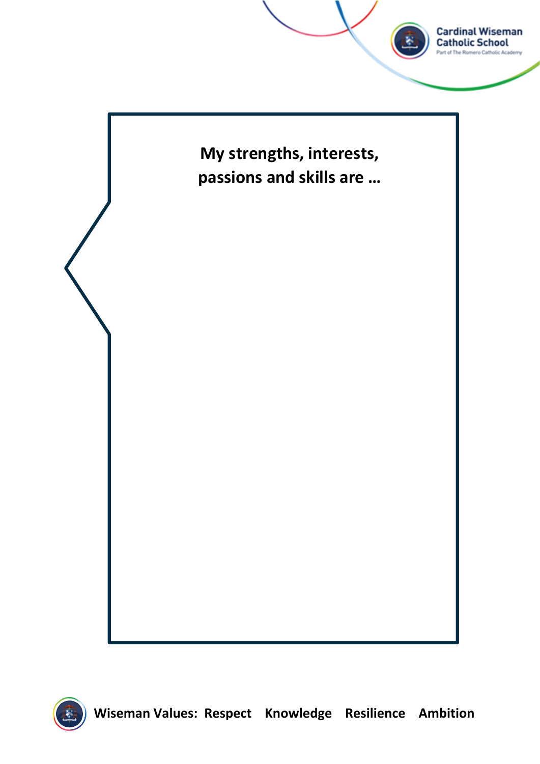**My strengths, interests, passions and skills are …**

**Wiseman Values: Respect Knowledge Resilience Ambition**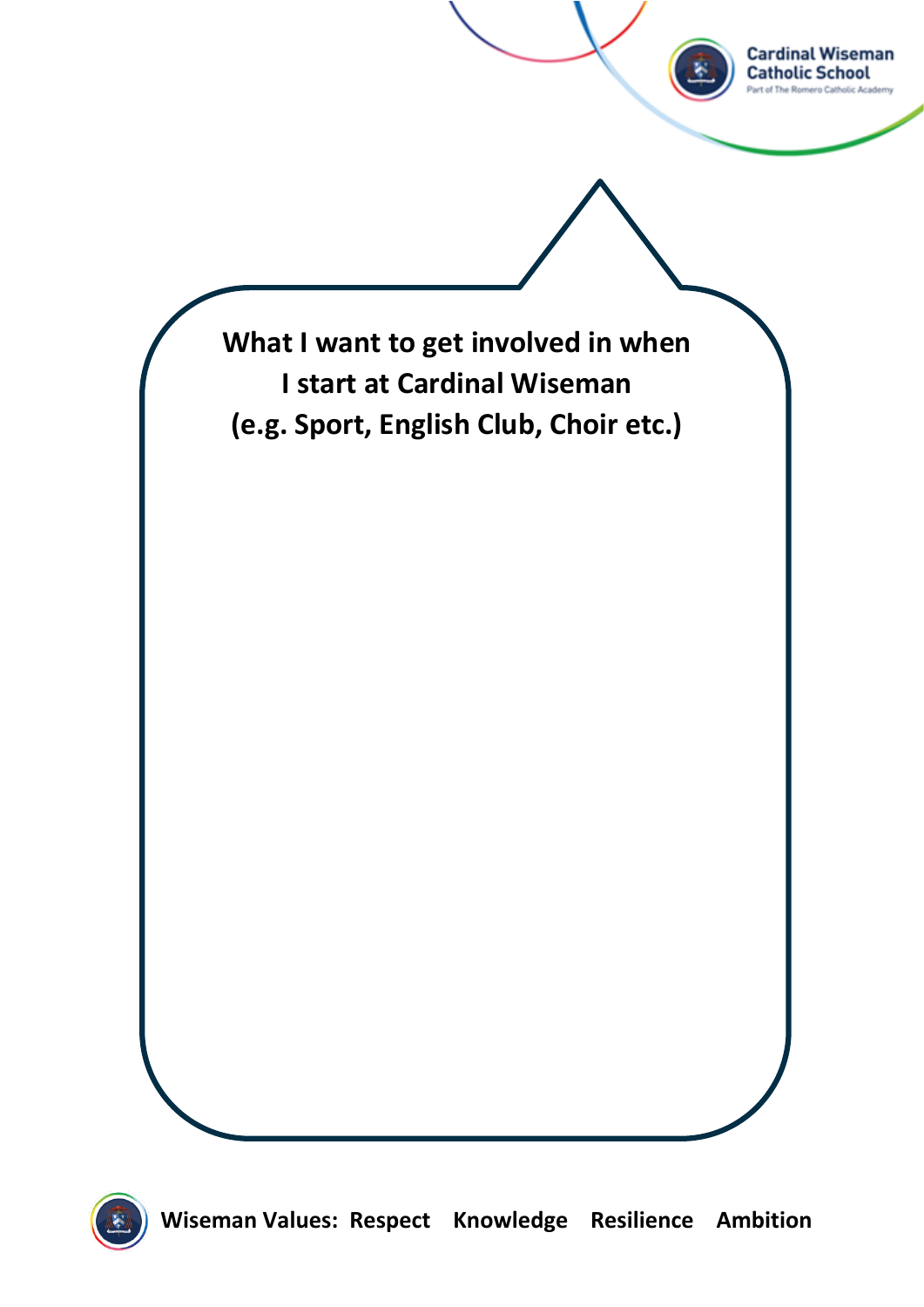**What I want to get involved in when I start at Cardinal Wiseman (e.g. Sport, English Club, Choir etc.)**

**Wiseman Values: Respect Knowledge Resilience Ambition**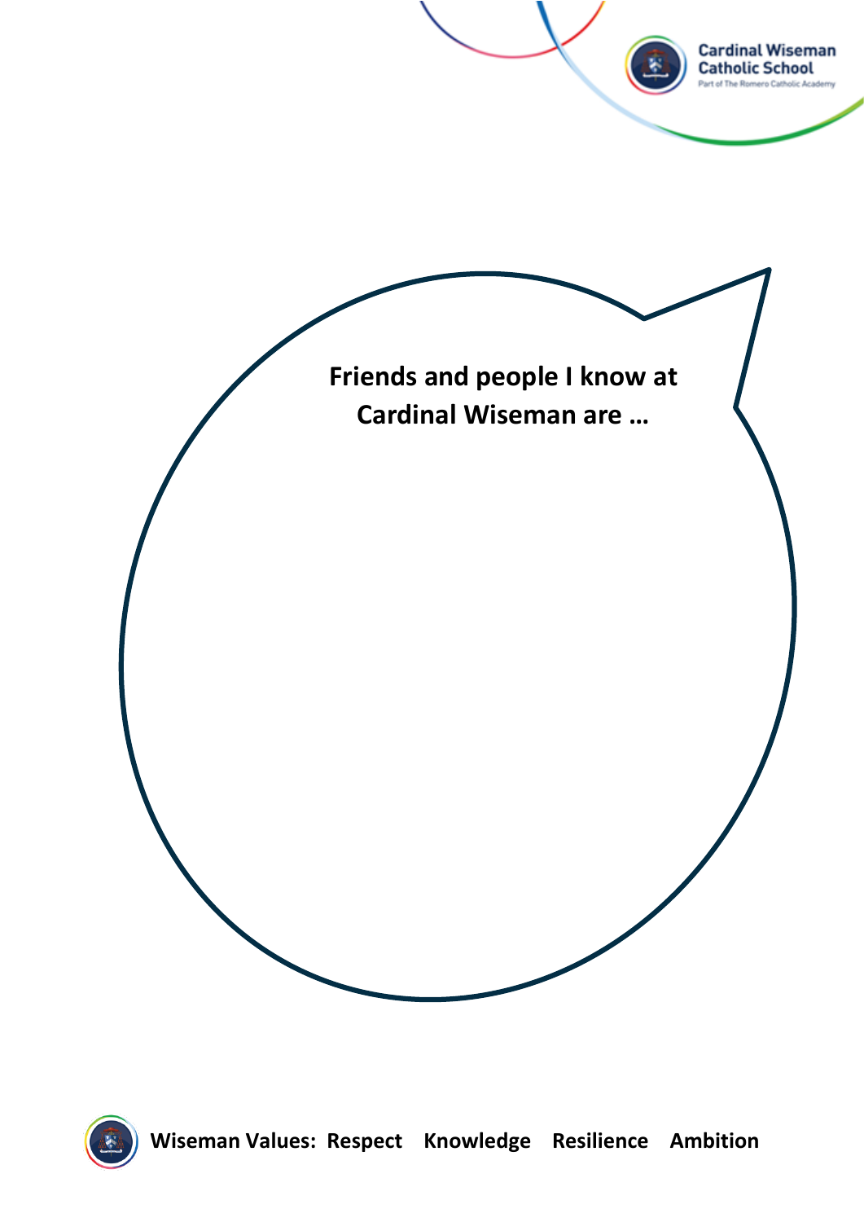**Friends and people I know at Cardinal Wiseman are …**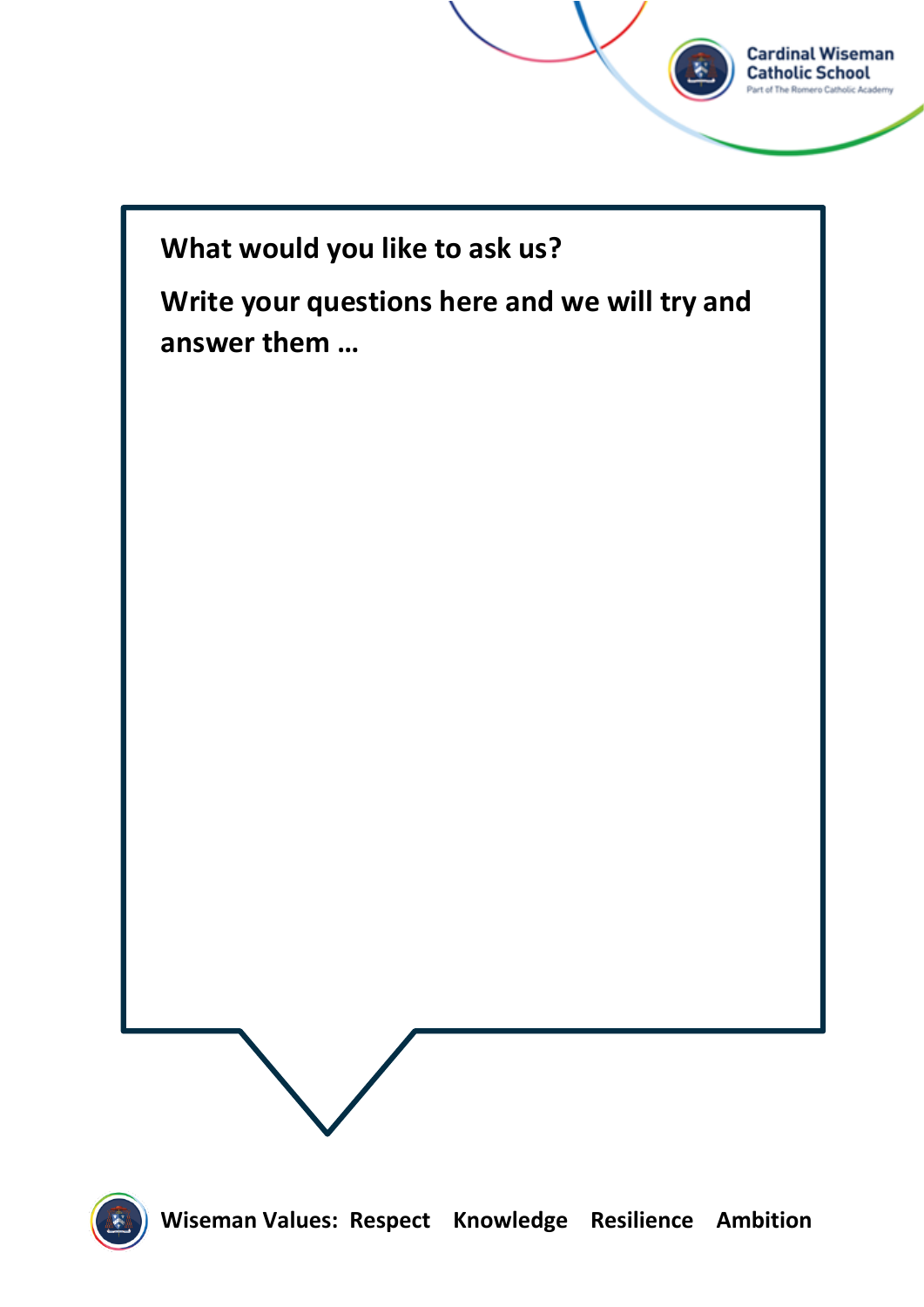**What would you like to ask us?**

**Write your questions here and we will try and answer them …**

**Wiseman Values: Respect Knowledge Resilience Ambition**